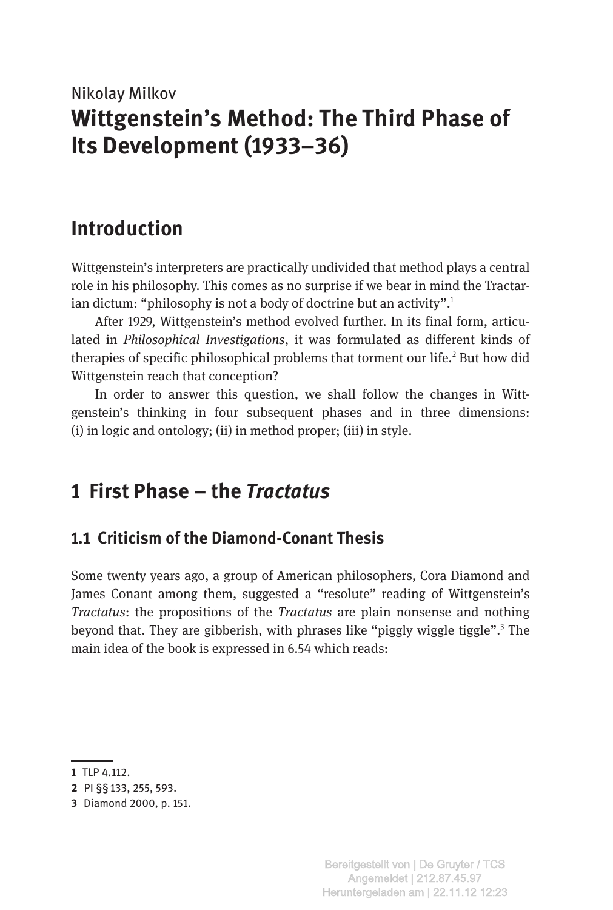Nikolay Milkov

# Wittgenstein's Method: The Third Phase of Its Development (1933–36)

## Introduction

Wittgenstein's interpreters are practically undivided that method plays a central role in his philosophy. This comes as no surprise if we bear in mind the Tractarian dictum: "philosophy is not a body of doctrine but an activity".[1]

After 1929, Wittgenstein's method evolved further. In its final form, articulated in *Philosophical Investigations*, it was formulated as different kinds of therapies of specific philosophical problems that torment our life.[2] But how did Wittgenstein reach that conception?

In order to answer this question, we shall follow the changes in Wittgenstein's thinking in four subsequent phases and in three dimensions: (i) in logic and ontology; (ii) in method proper; (iii) in style.

## 1 First Phase – the *Tractatus*

### 1.1 Criticism of the Diamond-Conant Thesis

Some twenty years ago, a group of American philosophers, Cora Diamond and James Conant among them, suggested a "resolute" reading of Wittgenstein's *Tractatus*: the propositions of the *Tractatus* are plain nonsense and nothing beyond that. They are gibberish, with phrases like "piggly wiggle tiggle".[3] The main idea of the book is expressed in 6.54 which reads:

---

1 TLP 4.112.

2 PI §§ 133, 255, 593.

3 Diamond 2000, p. 151.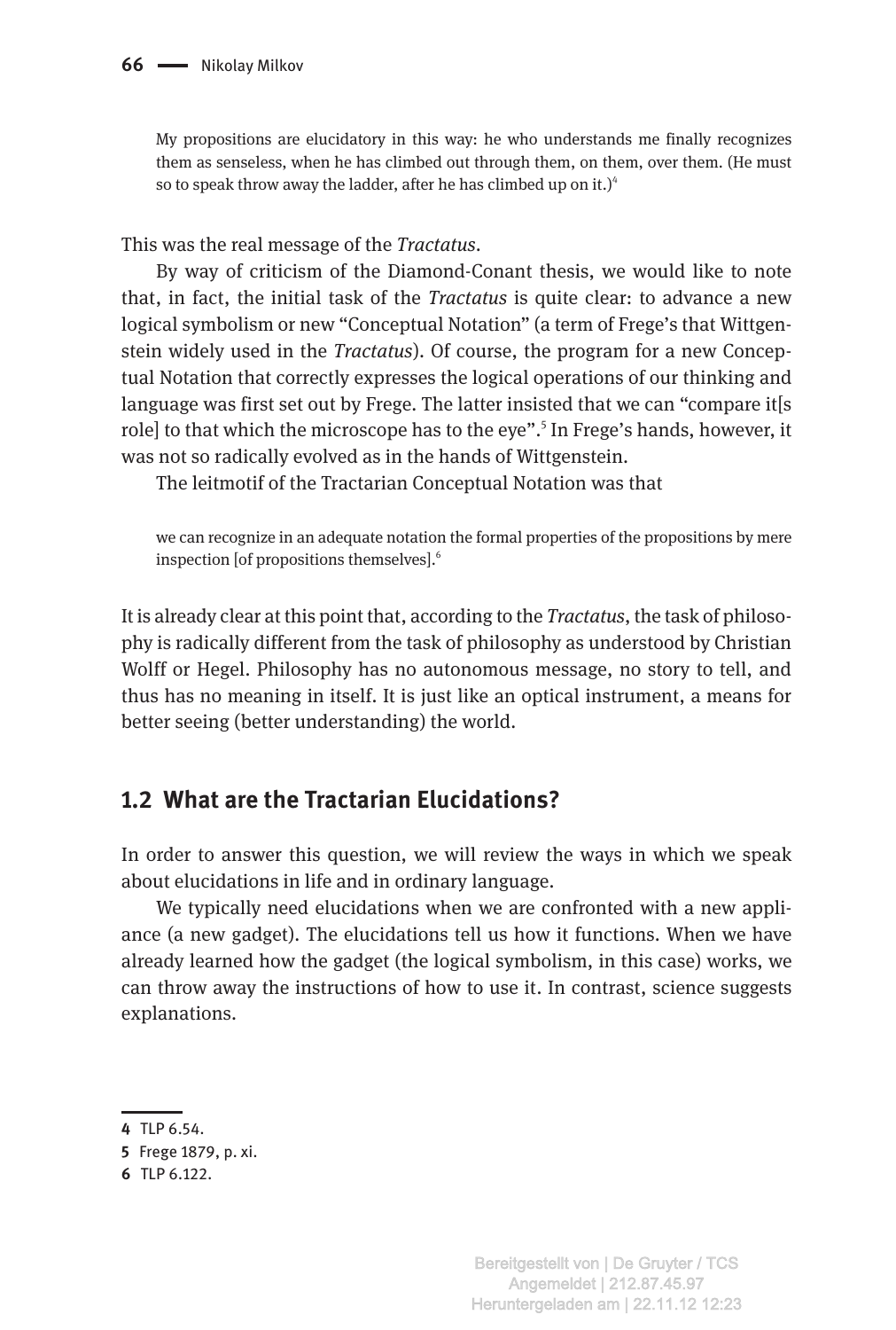> My propositions are elucidatory in this way: he who understands me finally recognizes them as senseless, when he has climbed out through them, on them, over them. (He must so to speak throw away the ladder, after he has climbed up on it.)[4]

This was the real message of the *Tractatus*.

By way of criticism of the Diamond-Conant thesis, we would like to note that, in fact, the initial task of the *Tractatus* is quite clear: to advance a new logical symbolism or new "Conceptual Notation" (a term of Frege's that Wittgenstein widely used in the *Tractatus*). Of course, the program for a new Conceptual Notation that correctly expresses the logical operations of our thinking and language was first set out by Frege. The latter insisted that we can "compare it[s role] to that which the microscope has to the eye".[5] In Frege's hands, however, it was not so radically evolved as in the hands of Wittgenstein.

The leitmotif of the Tractarian Conceptual Notation was that

> we can recognize in an adequate notation the formal properties of the propositions by mere inspection [of propositions themselves].[6]

It is already clear at this point that, according to the *Tractatus*, the task of philosophy is radically different from the task of philosophy as understood by Christian Wolff or Hegel. Philosophy has no autonomous message, no story to tell, and thus has no meaning in itself. It is just like an optical instrument, a means for better seeing (better understanding) the world.

## 1.2 What are the Tractarian Elucidations?

In order to answer this question, we will review the ways in which we speak about elucidations in life and in ordinary language.

We typically need elucidations when we are confronted with a new appliance (a new gadget). The elucidations tell us how it functions. When we have already learned how the gadget (the logical symbolism, in this case) works, we can throw away the instructions of how to use it. In contrast, science suggests explanations.

---

**4** TLP 6.54.

**5** Frege 1879, p. xi.

**6** TLP 6.122.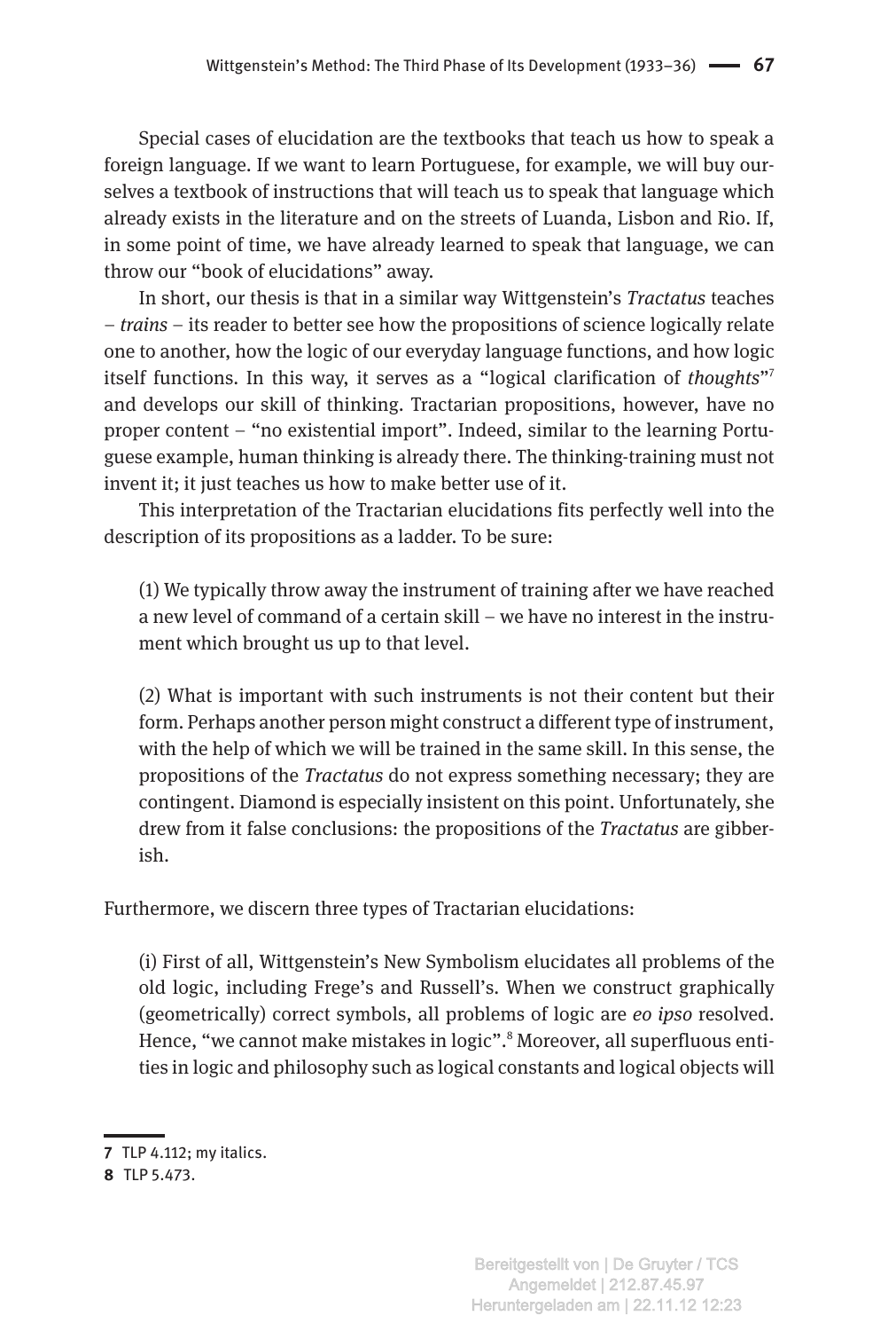Special cases of elucidation are the textbooks that teach us how to speak a foreign language. If we want to learn Portuguese, for example, we will buy ourselves a textbook of instructions that will teach us to speak that language which already exists in the literature and on the streets of Luanda, Lisbon and Rio. If, in some point of time, we have already learned to speak that language, we can throw our "book of elucidations" away.

In short, our thesis is that in a similar way Wittgenstein's *Tractatus* teaches – *trains* – its reader to better see how the propositions of science logically relate one to another, how the logic of our everyday language functions, and how logic itself functions. In this way, it serves as a "logical clarification of *thoughts*"[7] and develops our skill of thinking. Tractarian propositions, however, have no proper content – "no existential import". Indeed, similar to the learning Portuguese example, human thinking is already there. The thinking-training must not invent it; it just teaches us how to make better use of it.

This interpretation of the Tractarian elucidations fits perfectly well into the description of its propositions as a ladder. To be sure:

> (1) We typically throw away the instrument of training after we have reached a new level of command of a certain skill – we have no interest in the instrument which brought us up to that level.
>
> (2) What is important with such instruments is not their content but their form. Perhaps another person might construct a different type of instrument, with the help of which we will be trained in the same skill. In this sense, the propositions of the *Tractatus* do not express something necessary; they are contingent. Diamond is especially insistent on this point. Unfortunately, she drew from it false conclusions: the propositions of the *Tractatus* are gibberish.

Furthermore, we discern three types of Tractarian elucidations:

> (i) First of all, Wittgenstein's New Symbolism elucidates all problems of the old logic, including Frege's and Russell's. When we construct graphically (geometrically) correct symbols, all problems of logic are *eo ipso* resolved. Hence, "we cannot make mistakes in logic".[8] Moreover, all superfluous entities in logic and philosophy such as logical constants and logical objects will

---

[7] TLP 4.112; my italics.

[8] TLP 5.473.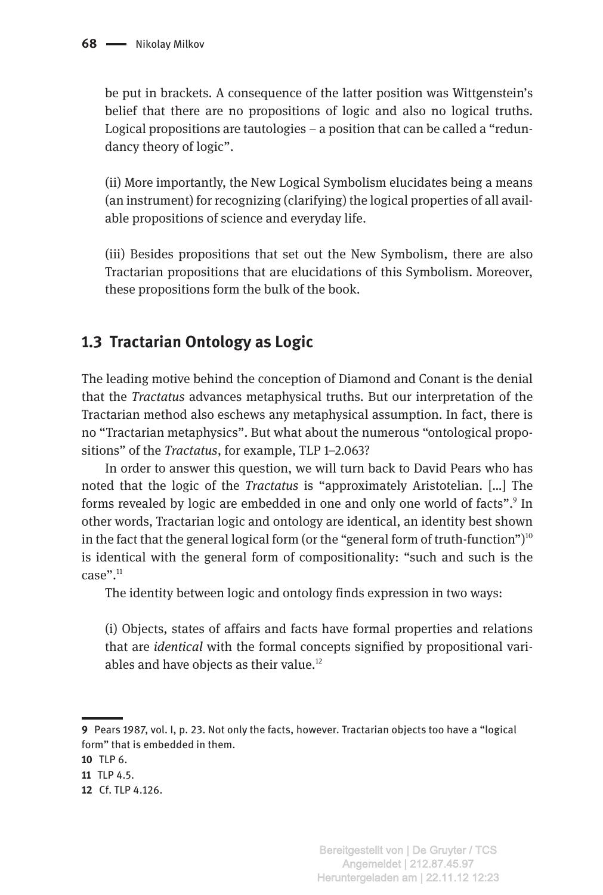be put in brackets. A consequence of the latter position was Wittgenstein's belief that there are no propositions of logic and also no logical truths. Logical propositions are tautologies – a position that can be called a "redundancy theory of logic".

(ii) More importantly, the New Logical Symbolism elucidates being a means (an instrument) for recognizing (clarifying) the logical properties of all available propositions of science and everyday life.

(iii) Besides propositions that set out the New Symbolism, there are also Tractarian propositions that are elucidations of this Symbolism. Moreover, these propositions form the bulk of the book.

## 1.3 Tractarian Ontology as Logic

The leading motive behind the conception of Diamond and Conant is the denial that the *Tractatus* advances metaphysical truths. But our interpretation of the Tractarian method also eschews any metaphysical assumption. In fact, there is no "Tractarian metaphysics". But what about the numerous "ontological propositions" of the *Tractatus*, for example, TLP 1–2.063?

In order to answer this question, we will turn back to David Pears who has noted that the logic of the *Tractatus* is "approximately Aristotelian. [...] The forms revealed by logic are embedded in one and only one world of facts".[9] In other words, Tractarian logic and ontology are identical, an identity best shown in the fact that the general logical form (or the "general form of truth-function")[10] is identical with the general form of compositionality: "such and such is the case".[11]

The identity between logic and ontology finds expression in two ways:

(i) Objects, states of affairs and facts have formal properties and relations that are *identical* with the formal concepts signified by propositional variables and have objects as their value.[12]

---

**9** Pears 1987, vol. I, p. 23. Not only the facts, however. Tractarian objects too have a "logical form" that is embedded in them.

**10** TLP 6.

**11** TLP 4.5.

**12** Cf. TLP 4.126.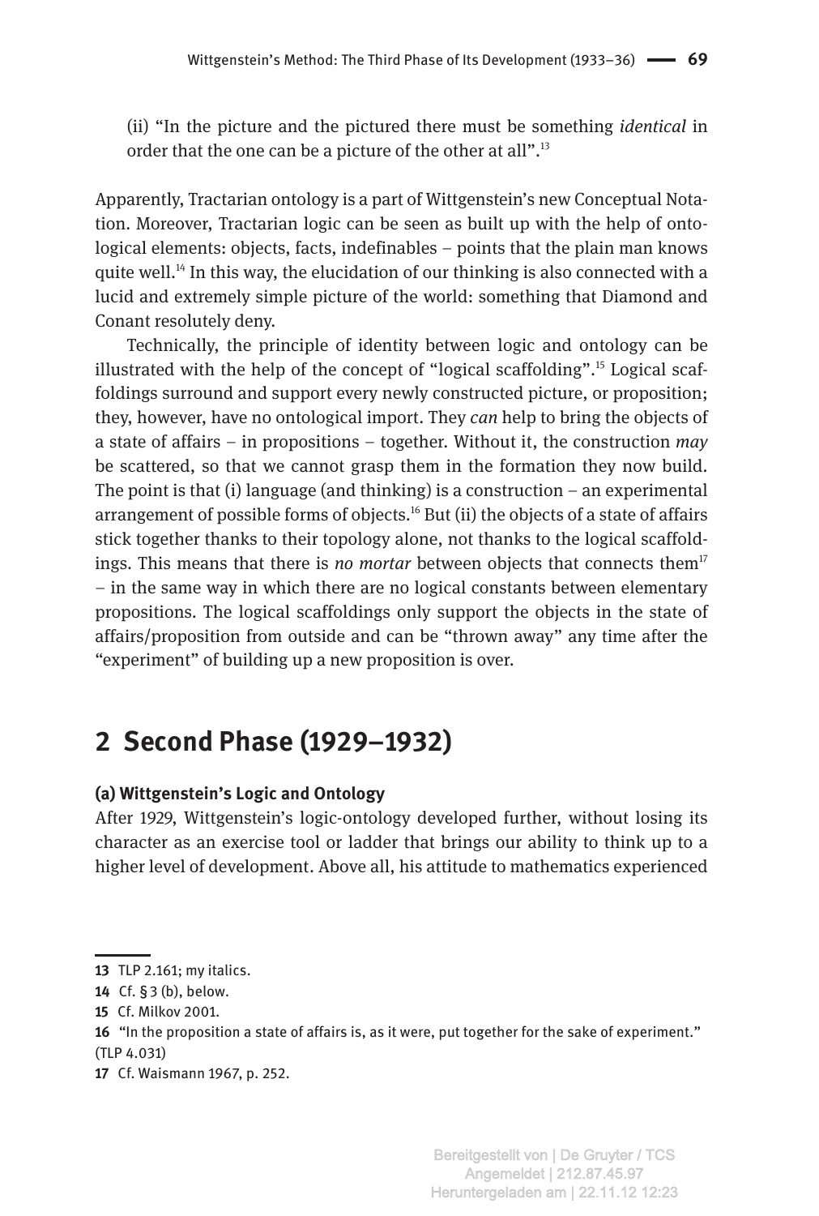(ii) "In the picture and the pictured there must be something *identical* in order that the one can be a picture of the other at all".[13]

Apparently, Tractarian ontology is a part of Wittgenstein's new Conceptual Notation. Moreover, Tractarian logic can be seen as built up with the help of ontological elements: objects, facts, indefinables – points that the plain man knows quite well.[14] In this way, the elucidation of our thinking is also connected with a lucid and extremely simple picture of the world: something that Diamond and Conant resolutely deny.

Technically, the principle of identity between logic and ontology can be illustrated with the help of the concept of "logical scaffolding".[15] Logical scaffoldings surround and support every newly constructed picture, or proposition; they, however, have no ontological import. They *can* help to bring the objects of a state of affairs – in propositions – together. Without it, the construction *may* be scattered, so that we cannot grasp them in the formation they now build. The point is that (i) language (and thinking) is a construction – an experimental arrangement of possible forms of objects.[16] But (ii) the objects of a state of affairs stick together thanks to their topology alone, not thanks to the logical scaffoldings. This means that there is *no mortar* between objects that connects them[17] – in the same way in which there are no logical constants between elementary propositions. The logical scaffoldings only support the objects in the state of affairs/proposition from outside and can be "thrown away" any time after the "experiment" of building up a new proposition is over.

## 2 Second Phase (1929–1932)

#### (a) Wittgenstein's Logic and Ontology

After 1929, Wittgenstein's logic-ontology developed further, without losing its character as an exercise tool or ladder that brings our ability to think up to a higher level of development. Above all, his attitude to mathematics experienced

---

**13** TLP 2.161; my italics.

**14** Cf. § 3 (b), below.

**15** Cf. Milkov 2001.

**16** "In the proposition a state of affairs is, as it were, put together for the sake of experiment." (TLP 4.031)

**17** Cf. Waismann 1967, p. 252.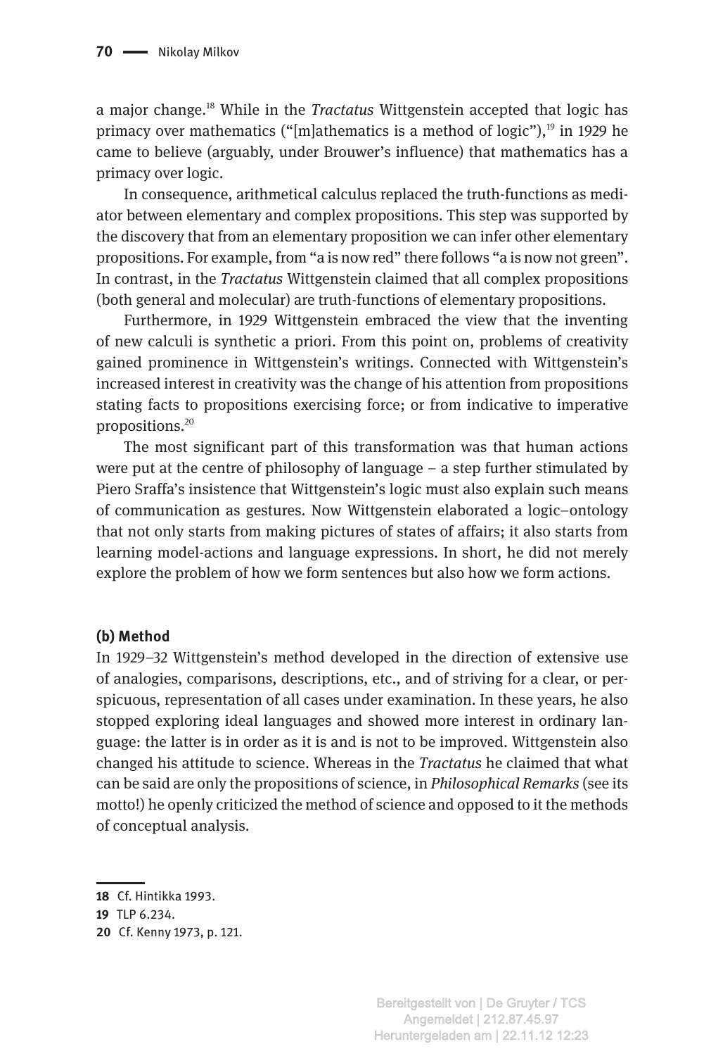a major change.[18] While in the *Tractatus* Wittgenstein accepted that logic has primacy over mathematics ("[m]athematics is a method of logic"),[19] in 1929 he came to believe (arguably, under Brouwer's influence) that mathematics has a primacy over logic.

In consequence, arithmetical calculus replaced the truth-functions as mediator between elementary and complex propositions. This step was supported by the discovery that from an elementary proposition we can infer other elementary propositions. For example, from "a is now red" there follows "a is now not green". In contrast, in the *Tractatus* Wittgenstein claimed that all complex propositions (both general and molecular) are truth-functions of elementary propositions.

Furthermore, in 1929 Wittgenstein embraced the view that the inventing of new calculi is synthetic a priori. From this point on, problems of creativity gained prominence in Wittgenstein's writings. Connected with Wittgenstein's increased interest in creativity was the change of his attention from propositions stating facts to propositions exercising force; or from indicative to imperative propositions.[20]

The most significant part of this transformation was that human actions were put at the centre of philosophy of language – a step further stimulated by Piero Sraffa's insistence that Wittgenstein's logic must also explain such means of communication as gestures. Now Wittgenstein elaborated a logic–ontology that not only starts from making pictures of states of affairs; it also starts from learning model-actions and language expressions. In short, he did not merely explore the problem of how we form sentences but also how we form actions.

**(b) Method**

In 1929–32 Wittgenstein's method developed in the direction of extensive use of analogies, comparisons, descriptions, etc., and of striving for a clear, or perspicuous, representation of all cases under examination. In these years, he also stopped exploring ideal languages and showed more interest in ordinary language: the latter is in order as it is and is not to be improved. Wittgenstein also changed his attitude to science. Whereas in the *Tractatus* he claimed that what can be said are only the propositions of science, in *Philosophical Remarks* (see its motto!) he openly criticized the method of science and opposed to it the methods of conceptual analysis.

---

**18** Cf. Hintikka 1993.

**19** TLP 6.234.

**20** Cf. Kenny 1973, p. 121.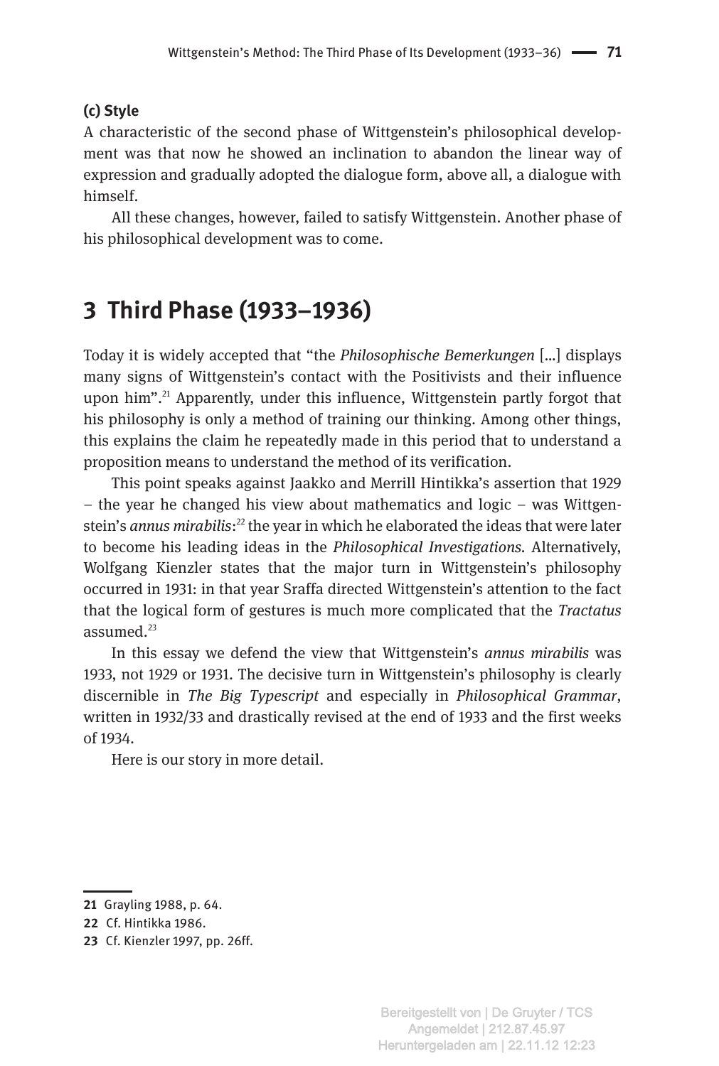### (c) Style

A characteristic of the second phase of Wittgenstein's philosophical development was that now he showed an inclination to abandon the linear way of expression and gradually adopted the dialogue form, above all, a dialogue with himself.

All these changes, however, failed to satisfy Wittgenstein. Another phase of his philosophical development was to come.

## 3 Third Phase (1933–1936)

Today it is widely accepted that "the *Philosophische Bemerkungen* [...] displays many signs of Wittgenstein's contact with the Positivists and their influence upon him".[21] Apparently, under this influence, Wittgenstein partly forgot that his philosophy is only a method of training our thinking. Among other things, this explains the claim he repeatedly made in this period that to understand a proposition means to understand the method of its verification.

This point speaks against Jaakko and Merrill Hintikka's assertion that 1929 – the year he changed his view about mathematics and logic – was Wittgenstein's *annus mirabilis*:[22] the year in which he elaborated the ideas that were later to become his leading ideas in the *Philosophical Investigations*. Alternatively, Wolfgang Kienzler states that the major turn in Wittgenstein's philosophy occurred in 1931: in that year Sraffa directed Wittgenstein's attention to the fact that the logical form of gestures is much more complicated that the *Tractatus* assumed.[23]

In this essay we defend the view that Wittgenstein's *annus mirabilis* was 1933, not 1929 or 1931. The decisive turn in Wittgenstein's philosophy is clearly discernible in *The Big Typescript* and especially in *Philosophical Grammar*, written in 1932/33 and drastically revised at the end of 1933 and the first weeks of 1934.

Here is our story in more detail.

---

**21** Grayling 1988, p. 64.

**22** Cf. Hintikka 1986.

**23** Cf. Kienzler 1997, pp. 26ff.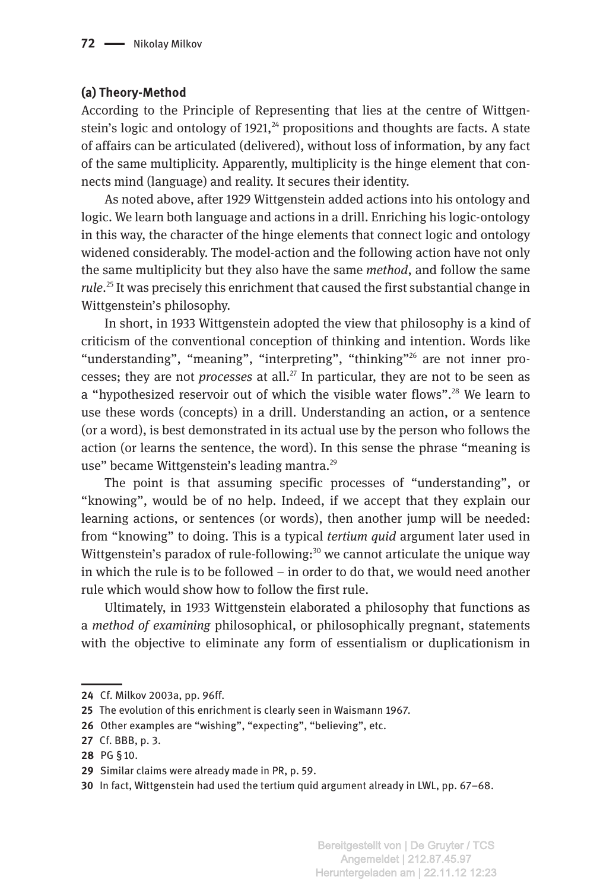### (a) Theory-Method

According to the Principle of Representing that lies at the centre of Wittgenstein's logic and ontology of 1921,[24] propositions and thoughts are facts. A state of affairs can be articulated (delivered), without loss of information, by any fact of the same multiplicity. Apparently, multiplicity is the hinge element that connects mind (language) and reality. It secures their identity.

As noted above, after 1929 Wittgenstein added actions into his ontology and logic. We learn both language and actions in a drill. Enriching his logic-ontology in this way, the character of the hinge elements that connect logic and ontology widened considerably. The model-action and the following action have not only the same multiplicity but they also have the same *method*, and follow the same *rule*.[25] It was precisely this enrichment that caused the first substantial change in Wittgenstein's philosophy.

In short, in 1933 Wittgenstein adopted the view that philosophy is a kind of criticism of the conventional conception of thinking and intention. Words like "understanding", "meaning", "interpreting", "thinking"[26] are not inner processes; they are not *processes* at all.[27] In particular, they are not to be seen as a "hypothesized reservoir out of which the visible water flows".[28] We learn to use these words (concepts) in a drill. Understanding an action, or a sentence (or a word), is best demonstrated in its actual use by the person who follows the action (or learns the sentence, the word). In this sense the phrase "meaning is use" became Wittgenstein's leading mantra.[29]

The point is that assuming specific processes of "understanding", or "knowing", would be of no help. Indeed, if we accept that they explain our learning actions, or sentences (or words), then another jump will be needed: from "knowing" to doing. This is a typical *tertium quid* argument later used in Wittgenstein's paradox of rule-following:[30] we cannot articulate the unique way in which the rule is to be followed – in order to do that, we would need another rule which would show how to follow the first rule.

Ultimately, in 1933 Wittgenstein elaborated a philosophy that functions as a *method of examining* philosophical, or philosophically pregnant, statements with the objective to eliminate any form of essentialism or duplicationism in

---

24 Cf. Milkov 2003a, pp. 96ff.

25 The evolution of this enrichment is clearly seen in Waismann 1967.

26 Other examples are "wishing", "expecting", "believing", etc.

27 Cf. BBB, p. 3.

28 PG § 10.

29 Similar claims were already made in PR, p. 59.

30 In fact, Wittgenstein had used the tertium quid argument already in LWL, pp. 67–68.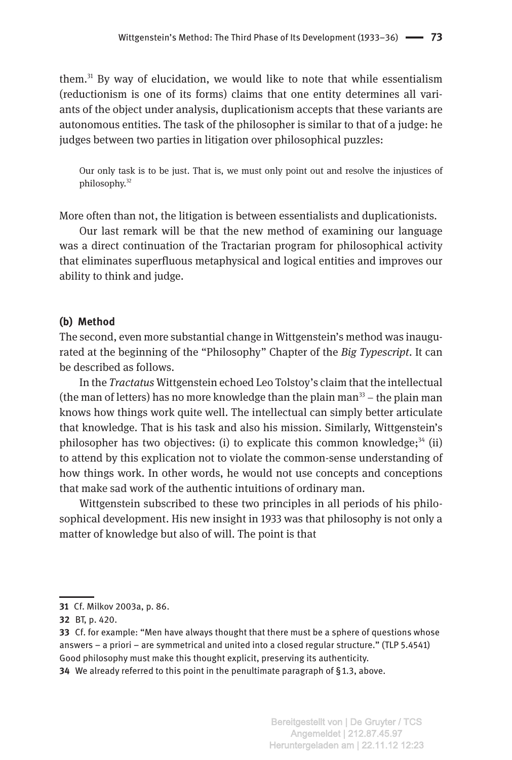them.[31] By way of elucidation, we would like to note that while essentialism (reductionism is one of its forms) claims that one entity determines all variants of the object under analysis, duplicationism accepts that these variants are autonomous entities. The task of the philosopher is similar to that of a judge: he judges between two parties in litigation over philosophical puzzles:

> Our only task is to be just. That is, we must only point out and resolve the injustices of philosophy.[32]

More often than not, the litigation is between essentialists and duplicationists.

Our last remark will be that the new method of examining our language was a direct continuation of the Tractarian program for philosophical activity that eliminates superfluous metaphysical and logical entities and improves our ability to think and judge.

#### (b) Method

The second, even more substantial change in Wittgenstein's method was inaugurated at the beginning of the "Philosophy" Chapter of the *Big Typescript*. It can be described as follows.

In the *Tractatus* Wittgenstein echoed Leo Tolstoy's claim that the intellectual (the man of letters) has no more knowledge than the plain man[33] – the plain man knows how things work quite well. The intellectual can simply better articulate that knowledge. That is his task and also his mission. Similarly, Wittgenstein's philosopher has two objectives: (i) to explicate this common knowledge;[34] (ii) to attend by this explication not to violate the common-sense understanding of how things work. In other words, he would not use concepts and conceptions that make sad work of the authentic intuitions of ordinary man.

Wittgenstein subscribed to these two principles in all periods of his philosophical development. His new insight in 1933 was that philosophy is not only a matter of knowledge but also of will. The point is that

---

31 Cf. Milkov 2003a, p. 86.

32 BT, p. 420.

33 Cf. for example: "Men have always thought that there must be a sphere of questions whose answers – a priori – are symmetrical and united into a closed regular structure." (TLP 5.4541) Good philosophy must make this thought explicit, preserving its authenticity.

34 We already referred to this point in the penultimate paragraph of § 1.3, above.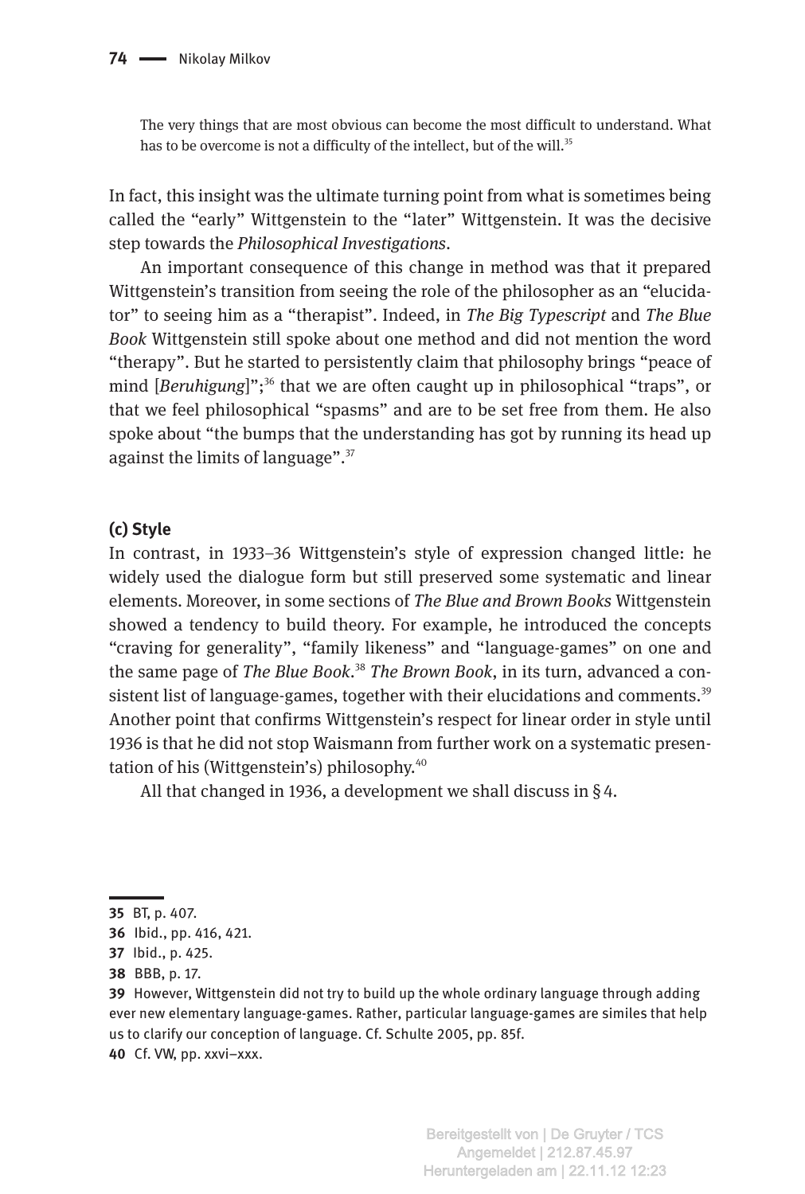> The very things that are most obvious can become the most difficult to understand. What has to be overcome is not a difficulty of the intellect, but of the will.[35]

In fact, this insight was the ultimate turning point from what is sometimes being called the "early" Wittgenstein to the "later" Wittgenstein. It was the decisive step towards the *Philosophical Investigations*.

An important consequence of this change in method was that it prepared Wittgenstein's transition from seeing the role of the philosopher as an "elucidator" to seeing him as a "therapist". Indeed, in *The Big Typescript* and *The Blue Book* Wittgenstein still spoke about one method and did not mention the word "therapy". But he started to persistently claim that philosophy brings "peace of mind [*Beruhigung*]";[36] that we are often caught up in philosophical "traps", or that we feel philosophical "spasms" and are to be set free from them. He also spoke about "the bumps that the understanding has got by running its head up against the limits of language".[37]

**(c) Style**

In contrast, in 1933–36 Wittgenstein's style of expression changed little: he widely used the dialogue form but still preserved some systematic and linear elements. Moreover, in some sections of *The Blue and Brown Books* Wittgenstein showed a tendency to build theory. For example, he introduced the concepts "craving for generality", "family likeness" and "language-games" on one and the same page of *The Blue Book*.[38] *The Brown Book*, in its turn, advanced a consistent list of language-games, together with their elucidations and comments.[39] Another point that confirms Wittgenstein's respect for linear order in style until 1936 is that he did not stop Waismann from further work on a systematic presentation of his (Wittgenstein's) philosophy.[40]

All that changed in 1936, a development we shall discuss in § 4.

---

**35** BT, p. 407.

**36** Ibid., pp. 416, 421.

**37** Ibid., p. 425.

**38** BBB, p. 17.

**39** However, Wittgenstein did not try to build up the whole ordinary language through adding ever new elementary language-games. Rather, particular language-games are similes that help us to clarify our conception of language. Cf. Schulte 2005, pp. 85f.

**40** Cf. VW, pp. xxvi–xxx.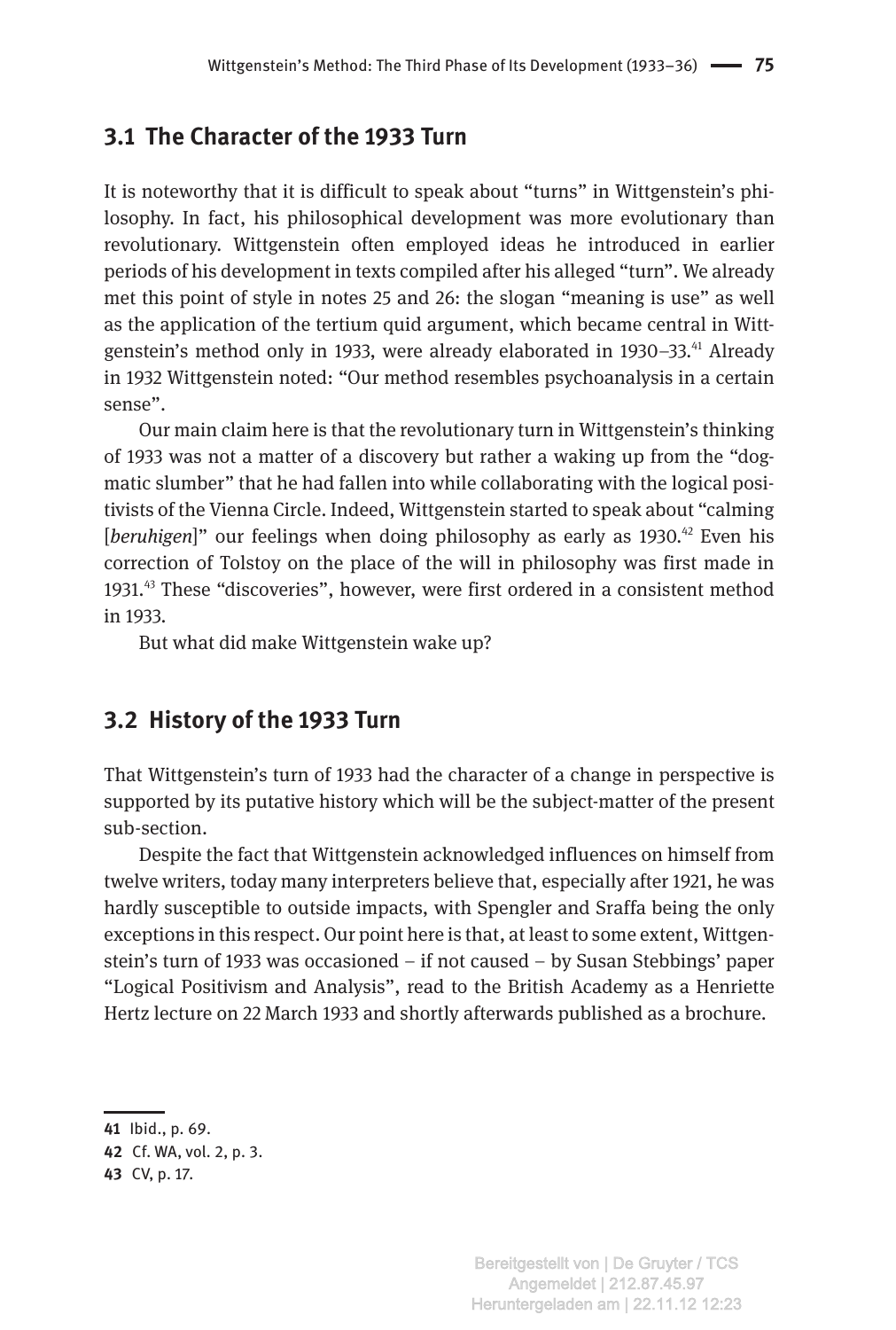## 3.1 The Character of the 1933 Turn

It is noteworthy that it is difficult to speak about "turns" in Wittgenstein's philosophy. In fact, his philosophical development was more evolutionary than revolutionary. Wittgenstein often employed ideas he introduced in earlier periods of his development in texts compiled after his alleged "turn". We already met this point of style in notes 25 and 26: the slogan "meaning is use" as well as the application of the tertium quid argument, which became central in Wittgenstein's method only in 1933, were already elaborated in 1930–33.[41] Already in 1932 Wittgenstein noted: "Our method resembles psychoanalysis in a certain sense".

Our main claim here is that the revolutionary turn in Wittgenstein's thinking of 1933 was not a matter of a discovery but rather a waking up from the "dogmatic slumber" that he had fallen into while collaborating with the logical positivists of the Vienna Circle. Indeed, Wittgenstein started to speak about "calming [*beruhigen*]" our feelings when doing philosophy as early as 1930.[42] Even his correction of Tolstoy on the place of the will in philosophy was first made in 1931.[43] These "discoveries", however, were first ordered in a consistent method in 1933.

But what did make Wittgenstein wake up?

## 3.2 History of the 1933 Turn

That Wittgenstein's turn of 1933 had the character of a change in perspective is supported by its putative history which will be the subject-matter of the present sub-section.

Despite the fact that Wittgenstein acknowledged influences on himself from twelve writers, today many interpreters believe that, especially after 1921, he was hardly susceptible to outside impacts, with Spengler and Sraffa being the only exceptions in this respect. Our point here is that, at least to some extent, Wittgenstein's turn of 1933 was occasioned – if not caused – by Susan Stebbings' paper "Logical Positivism and Analysis", read to the British Academy as a Henriette Hertz lecture on 22 March 1933 and shortly afterwards published as a brochure.

---

**41** Ibid., p. 69.
**42** Cf. WA, vol. 2, p. 3.
**43** CV, p. 17.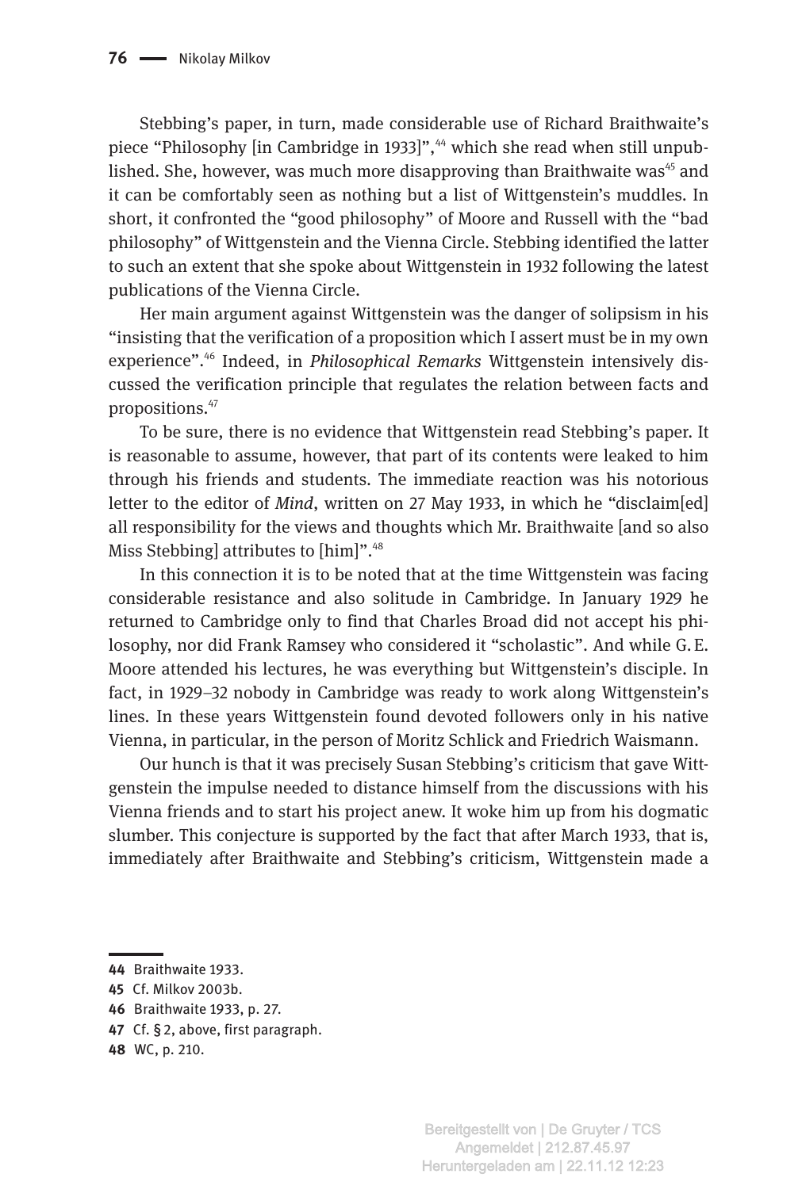Stebbing's paper, in turn, made considerable use of Richard Braithwaite's piece "Philosophy [in Cambridge in 1933]",[44] which she read when still unpublished. She, however, was much more disapproving than Braithwaite was[45] and it can be comfortably seen as nothing but a list of Wittgenstein's muddles. In short, it confronted the "good philosophy" of Moore and Russell with the "bad philosophy" of Wittgenstein and the Vienna Circle. Stebbing identified the latter to such an extent that she spoke about Wittgenstein in 1932 following the latest publications of the Vienna Circle.

Her main argument against Wittgenstein was the danger of solipsism in his "insisting that the verification of a proposition which I assert must be in my own experience".[46] Indeed, in *Philosophical Remarks* Wittgenstein intensively discussed the verification principle that regulates the relation between facts and propositions.[47]

To be sure, there is no evidence that Wittgenstein read Stebbing's paper. It is reasonable to assume, however, that part of its contents were leaked to him through his friends and students. The immediate reaction was his notorious letter to the editor of *Mind*, written on 27 May 1933, in which he "disclaim[ed] all responsibility for the views and thoughts which Mr. Braithwaite [and so also Miss Stebbing] attributes to [him]".[48]

In this connection it is to be noted that at the time Wittgenstein was facing considerable resistance and also solitude in Cambridge. In January 1929 he returned to Cambridge only to find that Charles Broad did not accept his philosophy, nor did Frank Ramsey who considered it "scholastic". And while G. E. Moore attended his lectures, he was everything but Wittgenstein's disciple. In fact, in 1929–32 nobody in Cambridge was ready to work along Wittgenstein's lines. In these years Wittgenstein found devoted followers only in his native Vienna, in particular, in the person of Moritz Schlick and Friedrich Waismann.

Our hunch is that it was precisely Susan Stebbing's criticism that gave Wittgenstein the impulse needed to distance himself from the discussions with his Vienna friends and to start his project anew. It woke him up from his dogmatic slumber. This conjecture is supported by the fact that after March 1933, that is, immediately after Braithwaite and Stebbing's criticism, Wittgenstein made a

---

**44** Braithwaite 1933.

**45** Cf. Milkov 2003b.

**46** Braithwaite 1933, p. 27.

**47** Cf. § 2, above, first paragraph.

**48** WC, p. 210.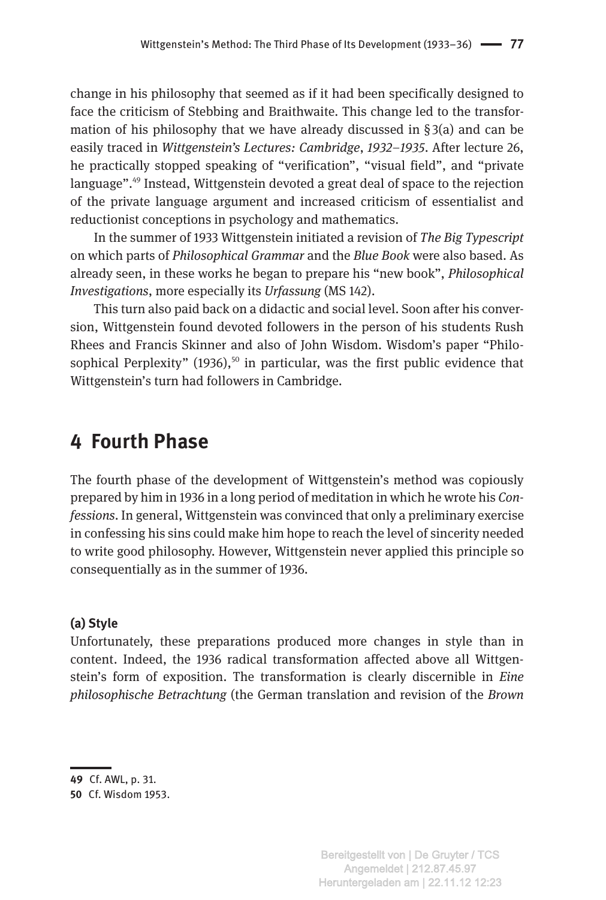change in his philosophy that seemed as if it had been specifically designed to face the criticism of Stebbing and Braithwaite. This change led to the transformation of his philosophy that we have already discussed in § 3(a) and can be easily traced in *Wittgenstein's Lectures: Cambridge*, *1932–1935*. After lecture 26, he practically stopped speaking of "verification", "visual field", and "private language".[49] Instead, Wittgenstein devoted a great deal of space to the rejection of the private language argument and increased criticism of essentialist and reductionist conceptions in psychology and mathematics.

In the summer of 1933 Wittgenstein initiated a revision of *The Big Typescript* on which parts of *Philosophical Grammar* and the *Blue Book* were also based. As already seen, in these works he began to prepare his "new book", *Philosophical Investigations*, more especially its *Urfassung* (MS 142).

This turn also paid back on a didactic and social level. Soon after his conversion, Wittgenstein found devoted followers in the person of his students Rush Rhees and Francis Skinner and also of John Wisdom. Wisdom's paper "Philosophical Perplexity" (1936),[50] in particular, was the first public evidence that Wittgenstein's turn had followers in Cambridge.

## 4 Fourth Phase

The fourth phase of the development of Wittgenstein's method was copiously prepared by him in 1936 in a long period of meditation in which he wrote his *Confessions*. In general, Wittgenstein was convinced that only a preliminary exercise in confessing his sins could make him hope to reach the level of sincerity needed to write good philosophy. However, Wittgenstein never applied this principle so consequentially as in the summer of 1936.

#### (a) Style

Unfortunately, these preparations produced more changes in style than in content. Indeed, the 1936 radical transformation affected above all Wittgenstein's form of exposition. The transformation is clearly discernible in *Eine philosophische Betrachtung* (the German translation and revision of the *Brown*

---

49 Cf. AWL, p. 31.

50 Cf. Wisdom 1953.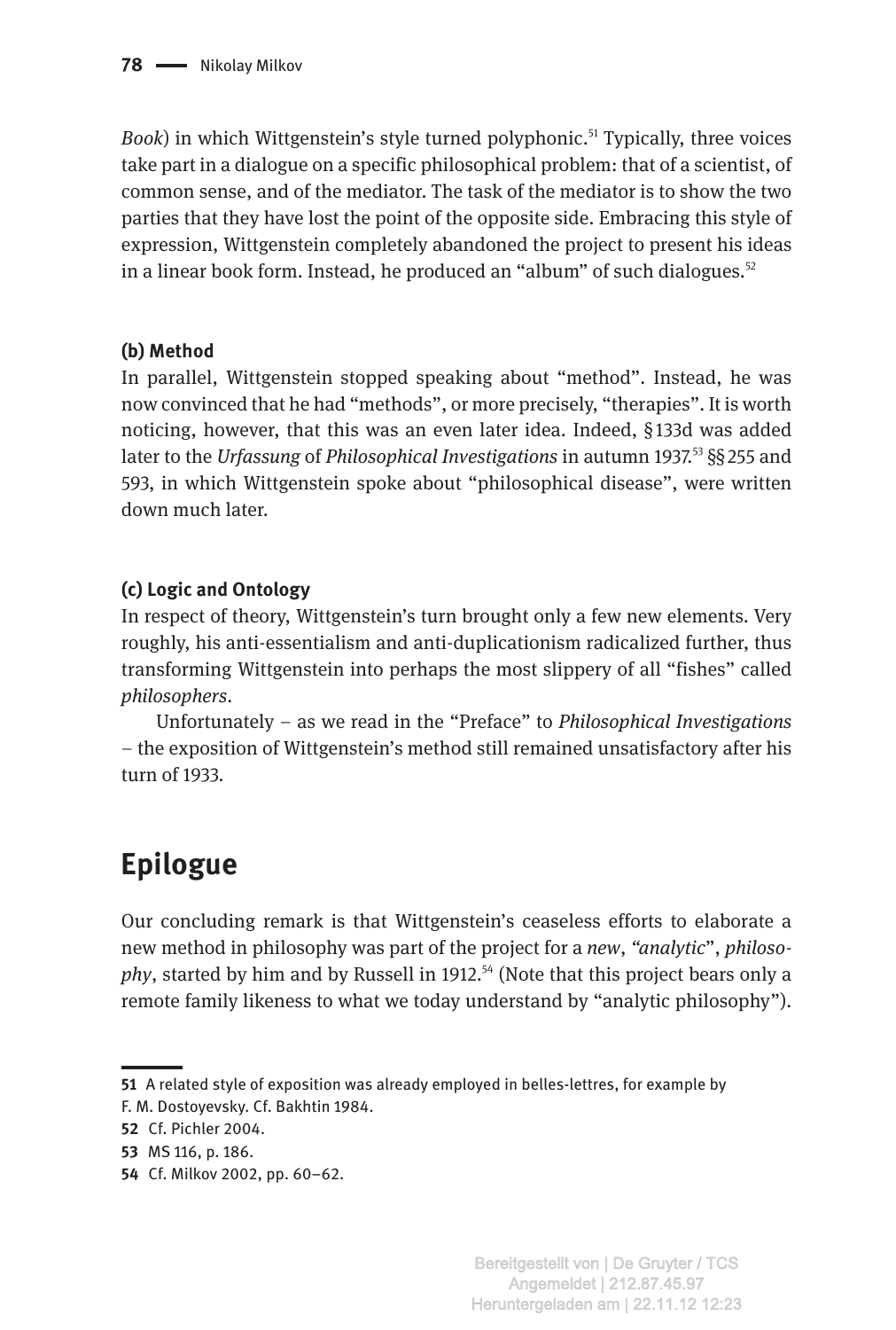*Book*) in which Wittgenstein's style turned polyphonic.[51] Typically, three voices take part in a dialogue on a specific philosophical problem: that of a scientist, of common sense, and of the mediator. The task of the mediator is to show the two parties that they have lost the point of the opposite side. Embracing this style of expression, Wittgenstein completely abandoned the project to present his ideas in a linear book form. Instead, he produced an "album" of such dialogues.[52]

#### (b) Method

In parallel, Wittgenstein stopped speaking about "method". Instead, he was now convinced that he had "methods", or more precisely, "therapies". It is worth noticing, however, that this was an even later idea. Indeed, § 133d was added later to the *Urfassung* of *Philosophical Investigations* in autumn 1937.[53] §§ 255 and 593, in which Wittgenstein spoke about "philosophical disease", were written down much later.

#### (c) Logic and Ontology

In respect of theory, Wittgenstein's turn brought only a few new elements. Very roughly, his anti-essentialism and anti-duplicationism radicalized further, thus transforming Wittgenstein into perhaps the most slippery of all "fishes" called *philosophers*.

Unfortunately – as we read in the "Preface" to *Philosophical Investigations* – the exposition of Wittgenstein's method still remained unsatisfactory after his turn of 1933.

## Epilogue

Our concluding remark is that Wittgenstein's ceaseless efforts to elaborate a new method in philosophy was part of the project for a *new*, *"analytic"*, *philosophy*, started by him and by Russell in 1912.[54] (Note that this project bears only a remote family likeness to what we today understand by "analytic philosophy").

---

**51** A related style of exposition was already employed in belles-lettres, for example by F. M. Dostoyevsky. Cf. Bakhtin 1984.

**52** Cf. Pichler 2004.

**53** MS 116, p. 186.

**54** Cf. Milkov 2002, pp. 60–62.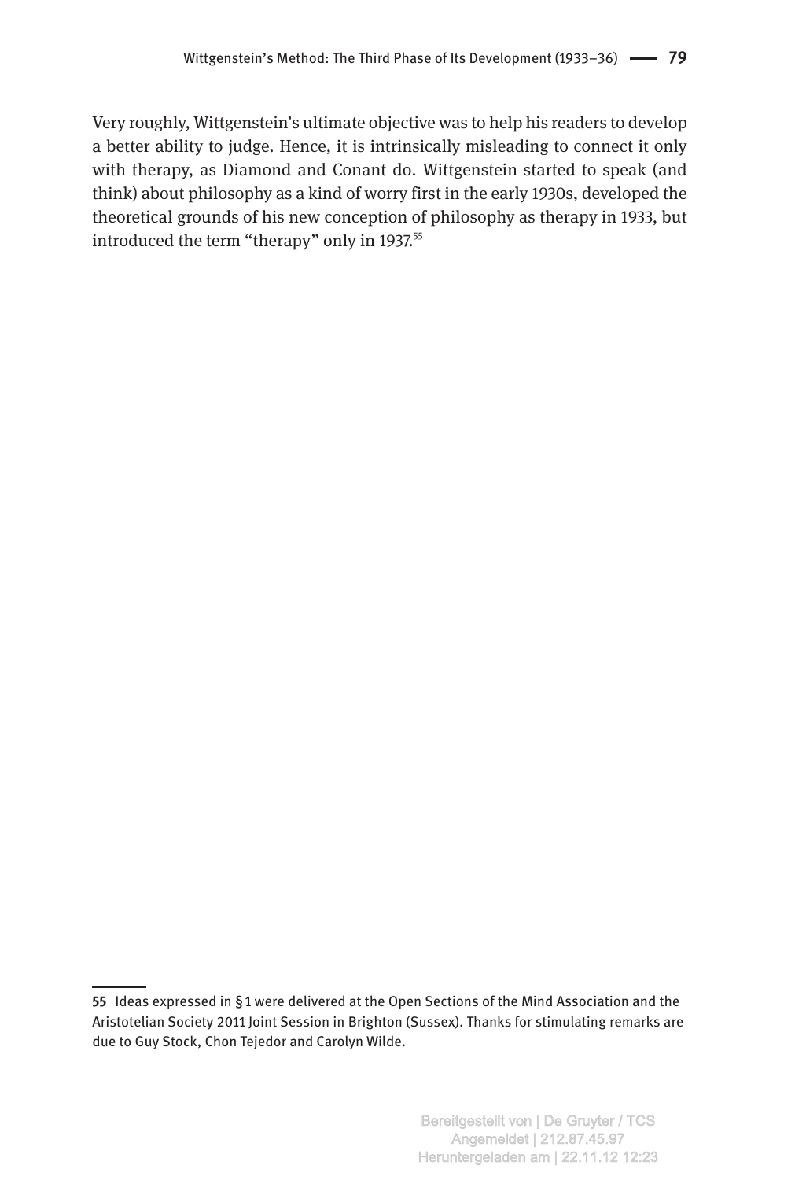Very roughly, Wittgenstein's ultimate objective was to help his readers to develop a better ability to judge. Hence, it is intrinsically misleading to connect it only with therapy, as Diamond and Conant do. Wittgenstein started to speak (and think) about philosophy as a kind of worry first in the early 1930s, developed the theoretical grounds of his new conception of philosophy as therapy in 1933, but introduced the term "therapy" only in 1937.[55]

---

**55** Ideas expressed in § 1 were delivered at the Open Sections of the Mind Association and the Aristotelian Society 2011 Joint Session in Brighton (Sussex). Thanks for stimulating remarks are due to Guy Stock, Chon Tejedor and Carolyn Wilde.